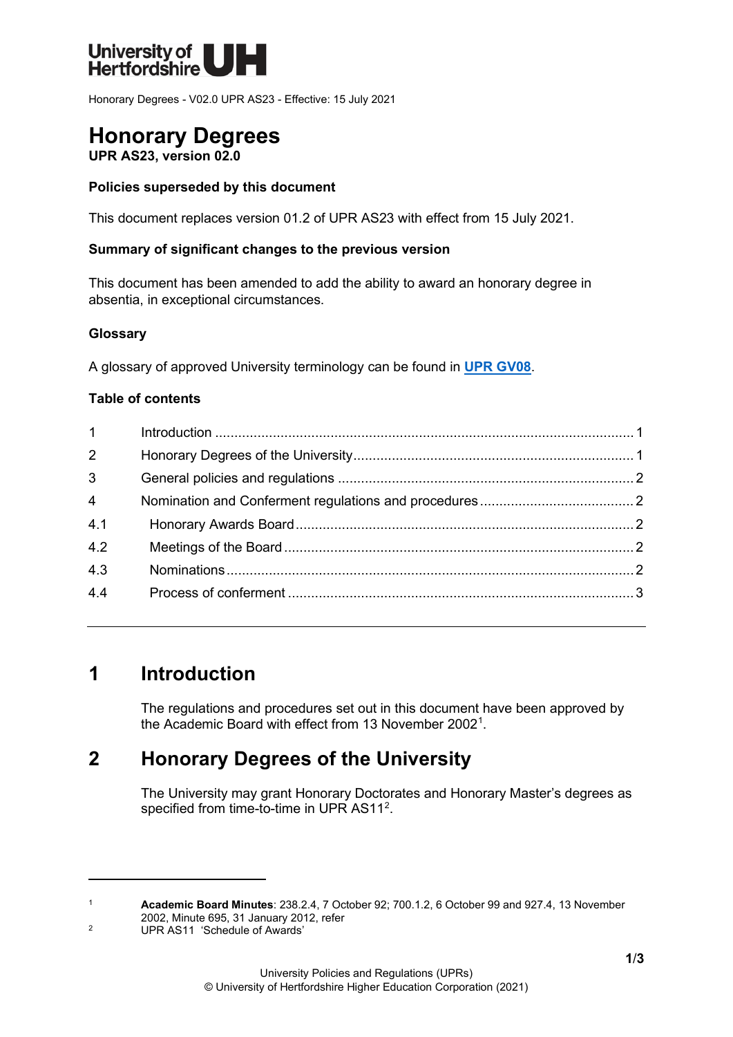# Honorary Degrees

**UPR AS23, version 02.0**

**Policies superseded by this document**

This document replaces version 01.2 of UPR AS23 with effect from 15 July 2021.

**Summary of significant changes to the previous version**

This document has been amended to add the ability to award an honorary degree in absentia, in exceptional circumstances.

**Glossary**

A glossary of approved University terminology can be found in **UPR GV08**.

**Table of contents**

| | | |
|---|---|---|
| 1 | Introduction | 1 |
| 2 | Honorary Degrees of the University | 1 |
| 3 | General policies and regulations | 2 |
| 4 | Nomination and Conferment regulations and procedures | 2 |
| 4.1 | Honorary Awards Board | 2 |
| 4.2 | Meetings of the Board | 2 |
| 4.3 | Nominations | 2 |
| 4.4 | Process of conferment | 3 |

## 1 Introduction

The regulations and procedures set out in this document have been approved by the Academic Board with effect from 13 November 2002[1].

## 2 Honorary Degrees of the University

The University may grant Honorary Doctorates and Honorary Master's degrees as specified from time-to-time in UPR AS11[2].

---

[1] **Academic Board Minutes**: 238.2.4, 7 October 92; 700.1.2, 6 October 99 and 927.4, 13 November 2002, Minute 695, 31 January 2012, refer

[2] UPR AS11 'Schedule of Awards'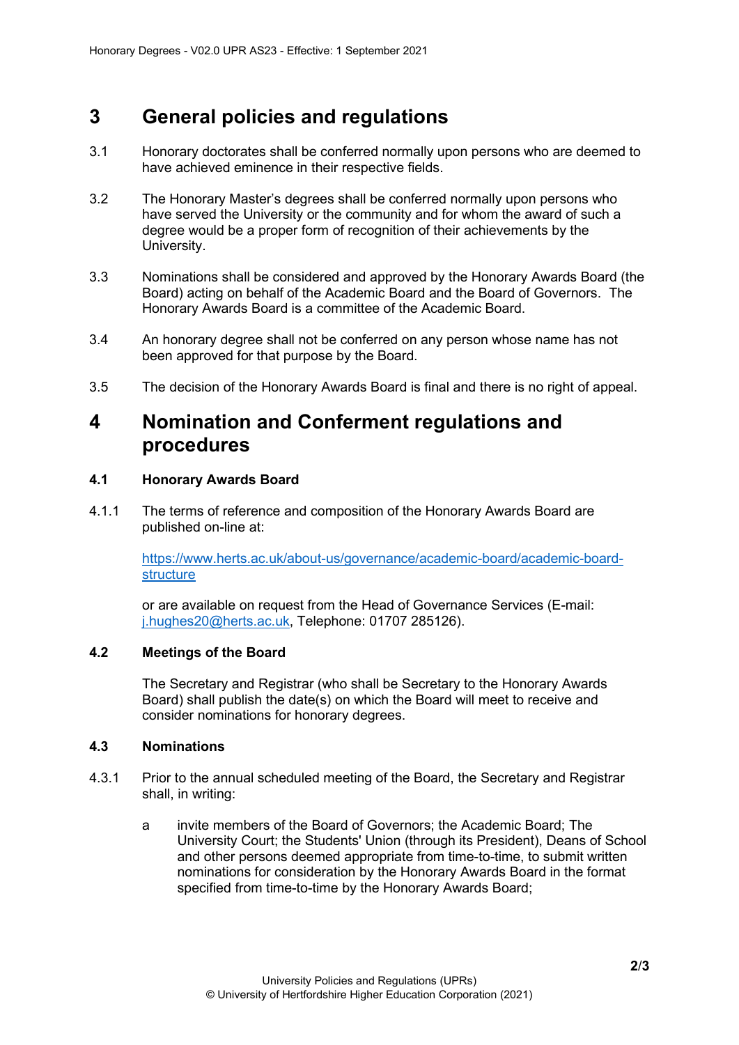## 3 General policies and regulations

3.1 Honorary doctorates shall be conferred normally upon persons who are deemed to have achieved eminence in their respective fields.

3.2 The Honorary Master's degrees shall be conferred normally upon persons who have served the University or the community and for whom the award of such a degree would be a proper form of recognition of their achievements by the University.

3.3 Nominations shall be considered and approved by the Honorary Awards Board (the Board) acting on behalf of the Academic Board and the Board of Governors. The Honorary Awards Board is a committee of the Academic Board.

3.4 An honorary degree shall not be conferred on any person whose name has not been approved for that purpose by the Board.

3.5 The decision of the Honorary Awards Board is final and there is no right of appeal.

## 4 Nomination and Conferment regulations and procedures

### 4.1 Honorary Awards Board

4.1.1 The terms of reference and composition of the Honorary Awards Board are published on-line at:

[https://www.herts.ac.uk/about-us/governance/academic-board/academic-board-structure](https://www.herts.ac.uk/about-us/governance/academic-board/academic-board-structure)

or are available on request from the Head of Governance Services (E-mail: [j.hughes20@herts.ac.uk](mailto:j.hughes20@herts.ac.uk), Telephone: 01707 285126).

### 4.2 Meetings of the Board

The Secretary and Registrar (who shall be Secretary to the Honorary Awards Board) shall publish the date(s) on which the Board will meet to receive and consider nominations for honorary degrees.

### 4.3 Nominations

4.3.1 Prior to the annual scheduled meeting of the Board, the Secretary and Registrar shall, in writing:

a invite members of the Board of Governors; the Academic Board; The University Court; the Students' Union (through its President), Deans of School and other persons deemed appropriate from time-to-time, to submit written nominations for consideration by the Honorary Awards Board in the format specified from time-to-time by the Honorary Awards Board;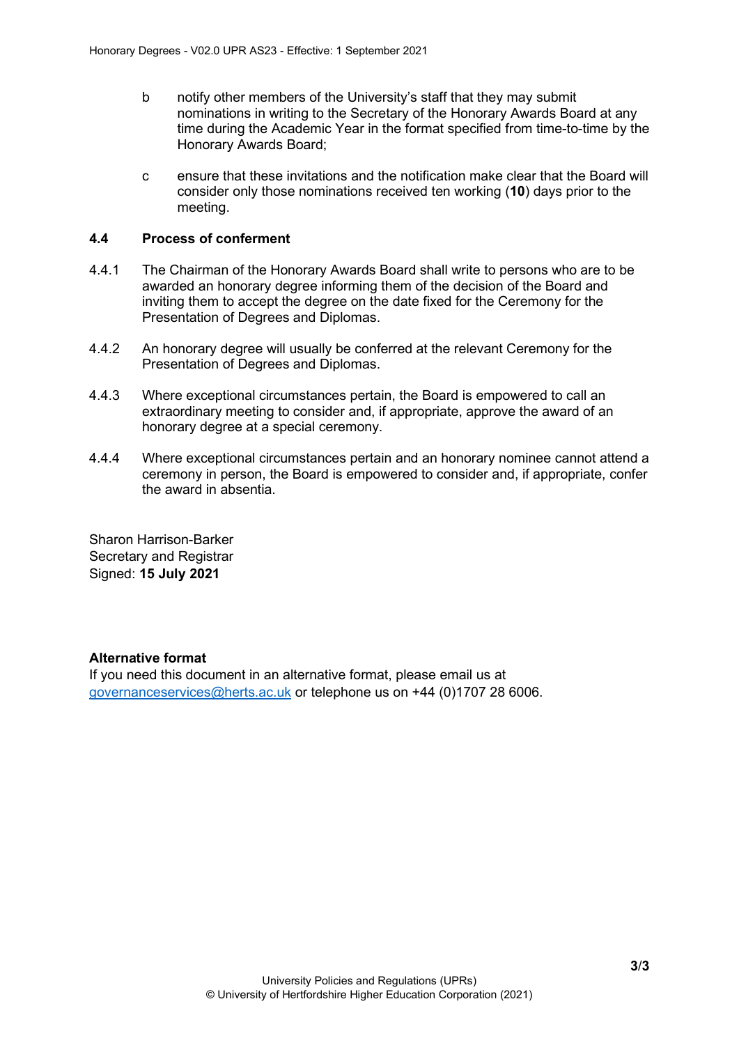b notify other members of the University's staff that they may submit nominations in writing to the Secretary of the Honorary Awards Board at any time during the Academic Year in the format specified from time-to-time by the Honorary Awards Board;

c ensure that these invitations and the notification make clear that the Board will consider only those nominations received ten working (**10**) days prior to the meeting.

### 4.4 Process of conferment

4.4.1 The Chairman of the Honorary Awards Board shall write to persons who are to be awarded an honorary degree informing them of the decision of the Board and inviting them to accept the degree on the date fixed for the Ceremony for the Presentation of Degrees and Diplomas.

4.4.2 An honorary degree will usually be conferred at the relevant Ceremony for the Presentation of Degrees and Diplomas.

4.4.3 Where exceptional circumstances pertain, the Board is empowered to call an extraordinary meeting to consider and, if appropriate, approve the award of an honorary degree at a special ceremony.

4.4.4 Where exceptional circumstances pertain and an honorary nominee cannot attend a ceremony in person, the Board is empowered to consider and, if appropriate, confer the award in absentia.

Sharon Harrison-Barker
Secretary and Registrar
Signed: **15 July 2021**

**Alternative format**
If you need this document in an alternative format, please email us at governanceservices@herts.ac.uk or telephone us on +44 (0)1707 28 6006.